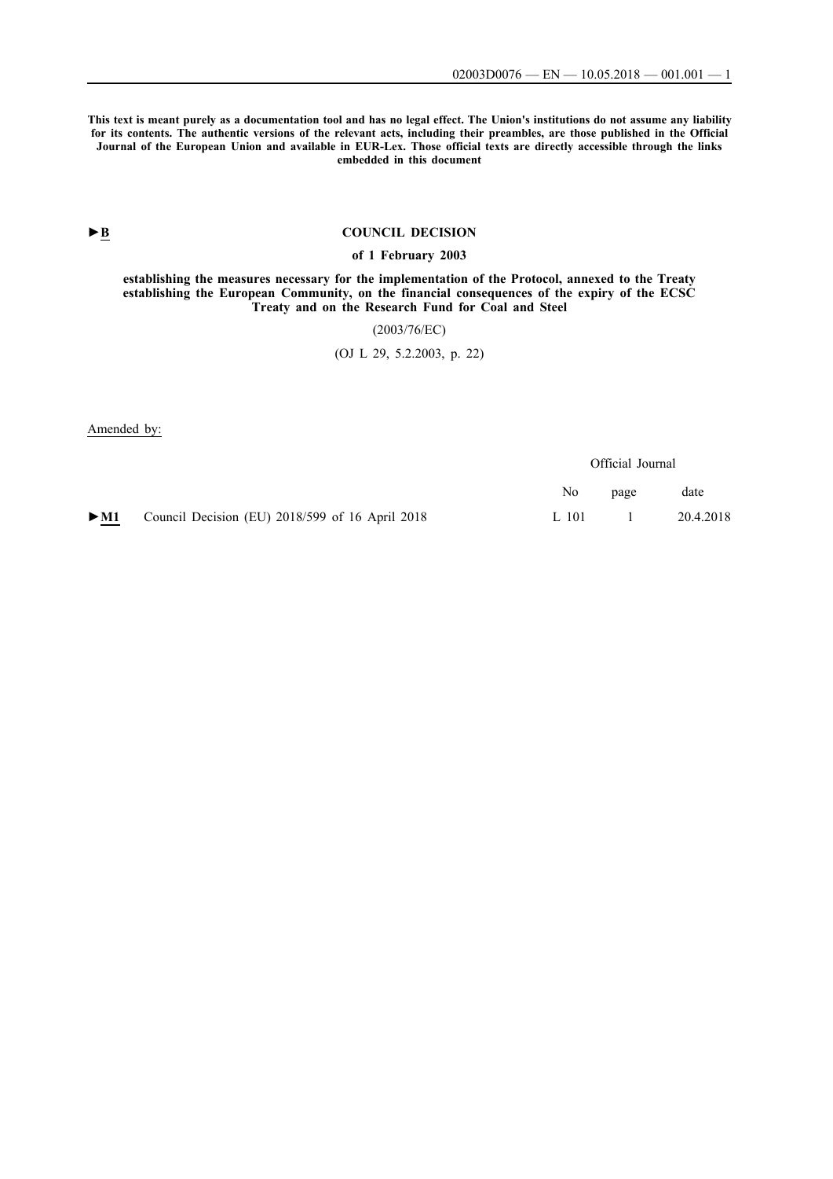**This text is meant purely as a documentation tool and has no legal effect. The Union's institutions do not assume any liability for its contents. The authentic versions of the relevant acts, including their preambles, are those published in the Official Journal of the European Union and available in EUR-Lex. Those official texts are directly accessible through the links embedded in this document**

►B

# COUNCIL DECISION

## of 1 February 2003

## establishing the measures necessary for the implementation of the Protocol, annexed to the Treaty establishing the European Community, on the financial consequences of the expiry of the ECSC Treaty and on the Research Fund for Coal and Steel

(2003/76/EC)

(OJ L 29, 5.2.2003, p. 22)

Amended by:

| | | Official Journal | | |
|---|---|---|---|---|
| | | No | page | date |
| ►M1 | Council Decision (EU) 2018/599 of 16 April 2018 | L 101 | 1 | 20.4.2018 |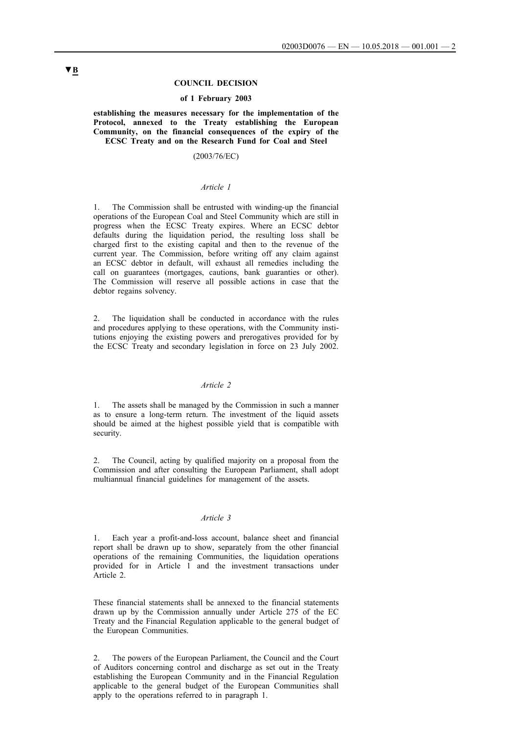▼B

**COUNCIL DECISION**

**of 1 February 2003**

**establishing the measures necessary for the implementation of the Protocol, annexed to the Treaty establishing the European Community, on the financial consequences of the expiry of the ECSC Treaty and on the Research Fund for Coal and Steel**

(2003/76/EC)

*Article 1*

1. The Commission shall be entrusted with winding-up the financial operations of the European Coal and Steel Community which are still in progress when the ECSC Treaty expires. Where an ECSC debtor defaults during the liquidation period, the resulting loss shall be charged first to the existing capital and then to the revenue of the current year. The Commission, before writing off any claim against an ECSC debtor in default, will exhaust all remedies including the call on guarantees (mortgages, cautions, bank guaranties or other). The Commission will reserve all possible actions in case that the debtor regains solvency.

2. The liquidation shall be conducted in accordance with the rules and procedures applying to these operations, with the Community institutions enjoying the existing powers and prerogatives provided for by the ECSC Treaty and secondary legislation in force on 23 July 2002.

*Article 2*

1. The assets shall be managed by the Commission in such a manner as to ensure a long-term return. The investment of the liquid assets should be aimed at the highest possible yield that is compatible with security.

2. The Council, acting by qualified majority on a proposal from the Commission and after consulting the European Parliament, shall adopt multiannual financial guidelines for management of the assets.

*Article 3*

1. Each year a profit-and-loss account, balance sheet and financial report shall be drawn up to show, separately from the other financial operations of the remaining Communities, the liquidation operations provided for in Article 1 and the investment transactions under Article 2.

These financial statements shall be annexed to the financial statements drawn up by the Commission annually under Article 275 of the EC Treaty and the Financial Regulation applicable to the general budget of the European Communities.

2. The powers of the European Parliament, the Council and the Court of Auditors concerning control and discharge as set out in the Treaty establishing the European Community and in the Financial Regulation applicable to the general budget of the European Communities shall apply to the operations referred to in paragraph 1.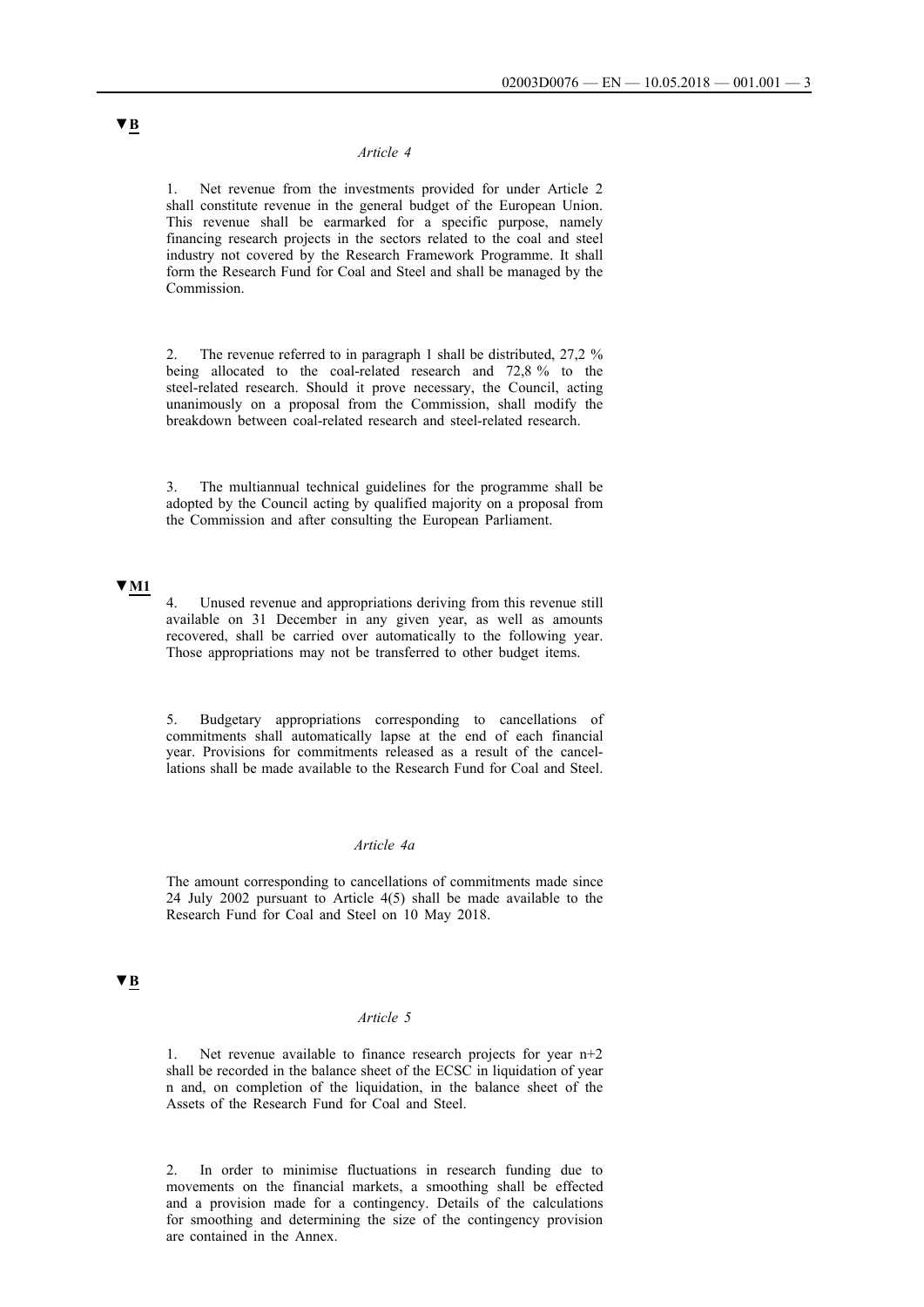▼B

*Article 4*

1. Net revenue from the investments provided for under Article 2 shall constitute revenue in the general budget of the European Union. This revenue shall be earmarked for a specific purpose, namely financing research projects in the sectors related to the coal and steel industry not covered by the Research Framework Programme. It shall form the Research Fund for Coal and Steel and shall be managed by the Commission.

2. The revenue referred to in paragraph 1 shall be distributed, 27,2 % being allocated to the coal-related research and 72,8 % to the steel-related research. Should it prove necessary, the Council, acting unanimously on a proposal from the Commission, shall modify the breakdown between coal-related research and steel-related research.

3. The multiannual technical guidelines for the programme shall be adopted by the Council acting by qualified majority on a proposal from the Commission and after consulting the European Parliament.

▼M1

4. Unused revenue and appropriations deriving from this revenue still available on 31 December in any given year, as well as amounts recovered, shall be carried over automatically to the following year. Those appropriations may not be transferred to other budget items.

5. Budgetary appropriations corresponding to cancellations of commitments shall automatically lapse at the end of each financial year. Provisions for commitments released as a result of the cancellations shall be made available to the Research Fund for Coal and Steel.

*Article 4a*

The amount corresponding to cancellations of commitments made since 24 July 2002 pursuant to Article 4(5) shall be made available to the Research Fund for Coal and Steel on 10 May 2018.

▼B

*Article 5*

1. Net revenue available to finance research projects for year n+2 shall be recorded in the balance sheet of the ECSC in liquidation of year n and, on completion of the liquidation, in the balance sheet of the Assets of the Research Fund for Coal and Steel.

2. In order to minimise fluctuations in research funding due to movements on the financial markets, a smoothing shall be effected and a provision made for a contingency. Details of the calculations for smoothing and determining the size of the contingency provision are contained in the Annex.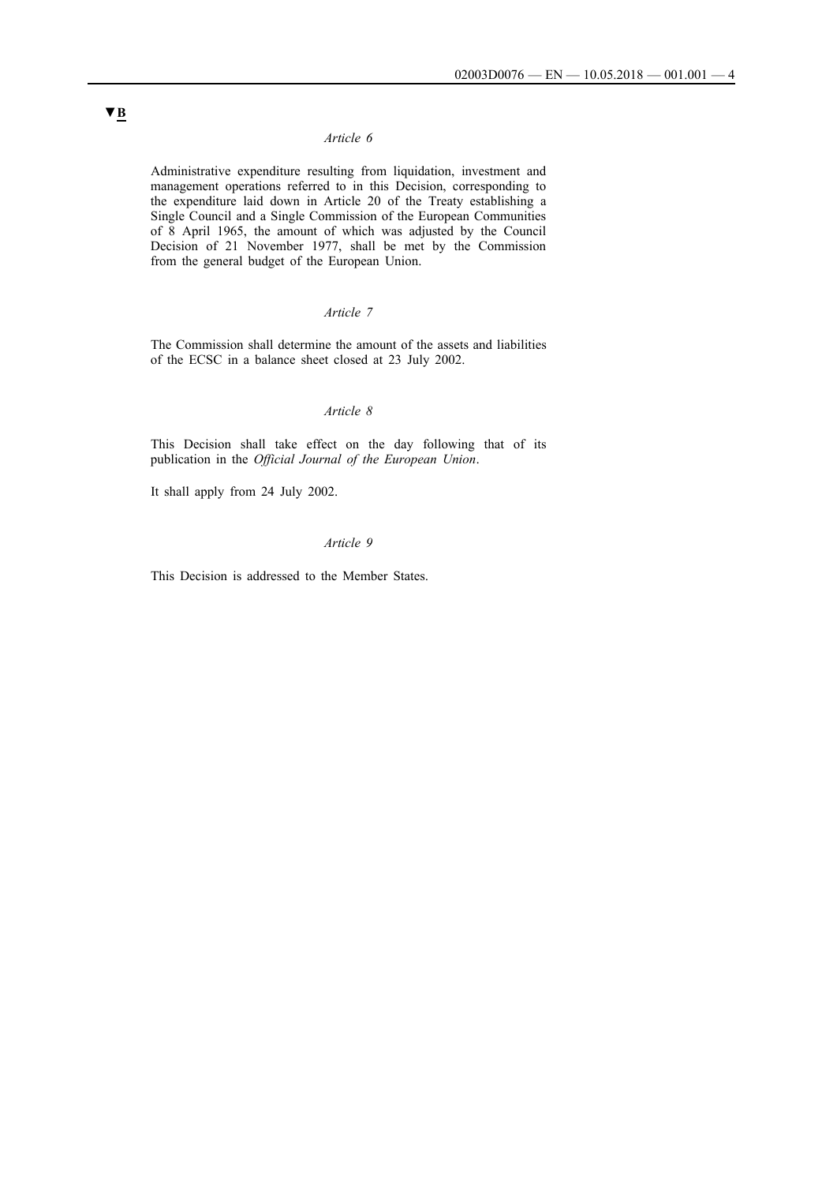▼B

*Article 6*

Administrative expenditure resulting from liquidation, investment and management operations referred to in this Decision, corresponding to the expenditure laid down in Article 20 of the Treaty establishing a Single Council and a Single Commission of the European Communities of 8 April 1965, the amount of which was adjusted by the Council Decision of 21 November 1977, shall be met by the Commission from the general budget of the European Union.

*Article 7*

The Commission shall determine the amount of the assets and liabilities of the ECSC in a balance sheet closed at 23 July 2002.

*Article 8*

This Decision shall take effect on the day following that of its publication in the *Official Journal of the European Union*.

It shall apply from 24 July 2002.

*Article 9*

This Decision is addressed to the Member States.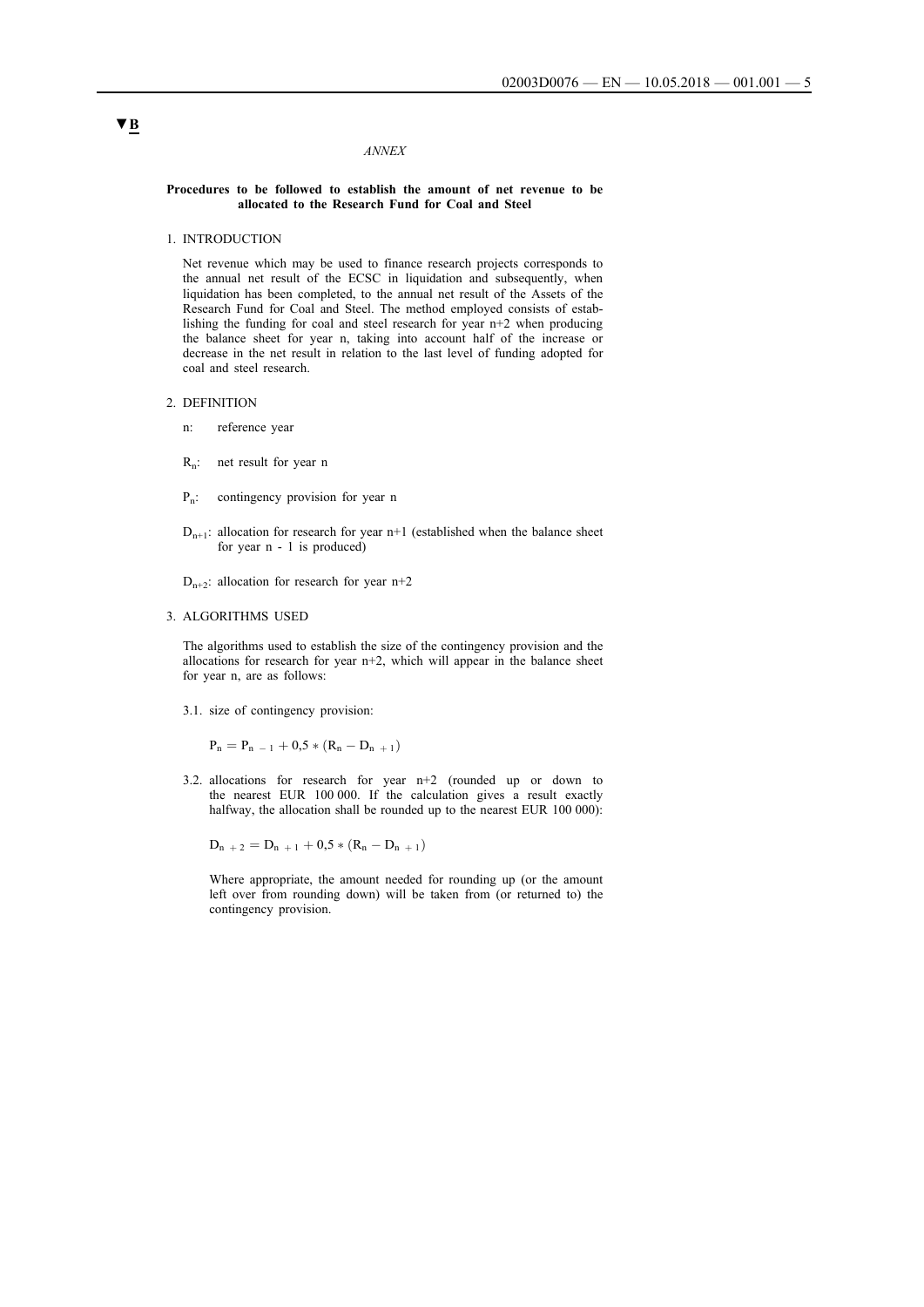▼B

*ANNEX*

**Procedures to be followed to establish the amount of net revenue to be allocated to the Research Fund for Coal and Steel**

1. INTRODUCTION

Net revenue which may be used to finance research projects corresponds to the annual net result of the ECSC in liquidation and subsequently, when liquidation has been completed, to the annual net result of the Assets of the Research Fund for Coal and Steel. The method employed consists of establishing the funding for coal and steel research for year n+2 when producing the balance sheet for year n, taking into account half of the increase or decrease in the net result in relation to the last level of funding adopted for coal and steel research.

2. DEFINITION

n: reference year

$R_n$: net result for year n

$P_n$: contingency provision for year n

$D_{n+1}$: allocation for research for year n+1 (established when the balance sheet for year n - 1 is produced)

$D_{n+2}$: allocation for research for year n+2

3. ALGORITHMS USED

The algorithms used to establish the size of the contingency provision and the allocations for research for year n+2, which will appear in the balance sheet for year n, are as follows:

3.1. size of contingency provision:

$$P_n = P_{n-1} + 0{,}5 * (R_n - D_{n+1})$$

3.2. allocations for research for year n+2 (rounded up or down to the nearest EUR 100 000. If the calculation gives a result exactly halfway, the allocation shall be rounded up to the nearest EUR 100 000):

$$D_{n+2} = D_{n+1} + 0{,}5 * (R_n - D_{n+1})$$

Where appropriate, the amount needed for rounding up (or the amount left over from rounding down) will be taken from (or returned to) the contingency provision.